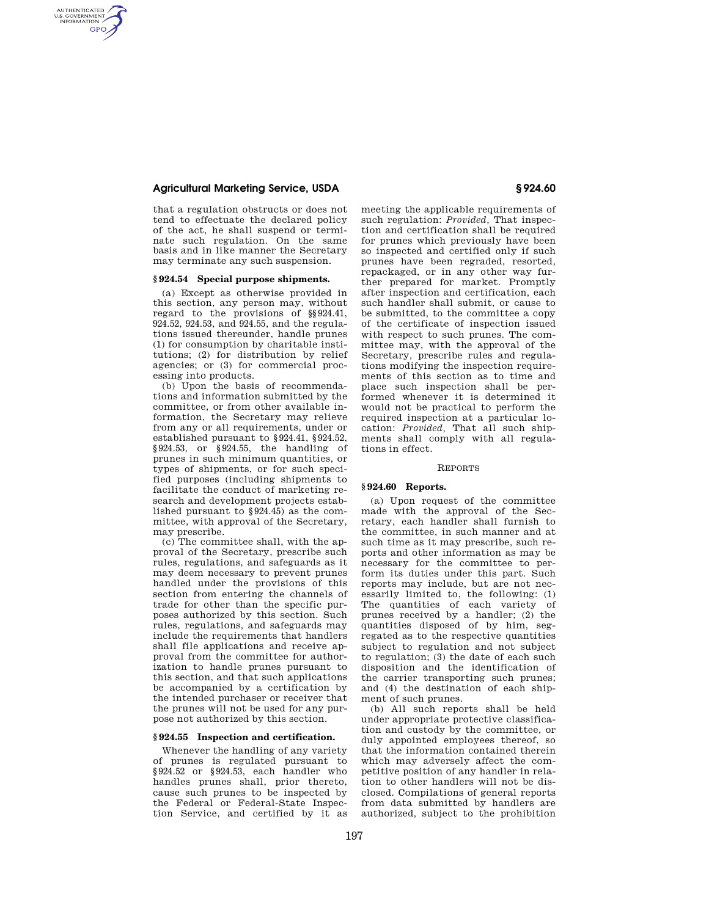that a regulation obstructs or does not tend to effectuate the declared policy of the act, he shall suspend or terminate such regulation. On the same basis and in like manner the Secretary may terminate any such suspension.

### § 924.54 Special purpose shipments.

(a) Except as otherwise provided in this section, any person may, without regard to the provisions of §§ 924.41, 924.52, 924.53, and 924.55, and the regulations issued thereunder, handle prunes (1) for consumption by charitable institutions; (2) for distribution by relief agencies; or (3) for commercial processing into products.

(b) Upon the basis of recommendations and information submitted by the committee, or from other available information, the Secretary may relieve from any or all requirements, under or established pursuant to § 924.41, § 924.52, § 924.53, or § 924.55, the handling of prunes in such minimum quantities, or types of shipments, or for such specified purposes (including shipments to facilitate the conduct of marketing research and development projects established pursuant to § 924.45) as the committee, with approval of the Secretary, may prescribe.

(c) The committee shall, with the approval of the Secretary, prescribe such rules, regulations, and safeguards as it may deem necessary to prevent prunes handled under the provisions of this section from entering the channels of trade for other than the specific purposes authorized by this section. Such rules, regulations, and safeguards may include the requirements that handlers shall file applications and receive approval from the committee for authorization to handle prunes pursuant to this section, and that such applications be accompanied by a certification by the intended purchaser or receiver that the prunes will not be used for any purpose not authorized by this section.

### § 924.55 Inspection and certification.

Whenever the handling of any variety of prunes is regulated pursuant to § 924.52 or § 924.53, each handler who handles prunes shall, prior thereto, cause such prunes to be inspected by the Federal or Federal-State Inspection Service, and certified by it as meeting the applicable requirements of such regulation: *Provided*, That inspection and certification shall be required for prunes which previously have been so inspected and certified only if such prunes have been regraded, resorted, repackaged, or in any other way further prepared for market. Promptly after inspection and certification, each such handler shall submit, or cause to be submitted, to the committee a copy of the certificate of inspection issued with respect to such prunes. The committee may, with the approval of the Secretary, prescribe rules and regulations modifying the inspection requirements of this section as to time and place such inspection shall be performed whenever it is determined it would not be practical to perform the required inspection at a particular location: *Provided*, That all such shipments shall comply with all regulations in effect.

## REPORTS

### § 924.60 Reports.

(a) Upon request of the committee made with the approval of the Secretary, each handler shall furnish to the committee, in such manner and at such time as it may prescribe, such reports and other information as may be necessary for the committee to perform its duties under this part. Such reports may include, but are not necessarily limited to, the following: (1) The quantities of each variety of prunes received by a handler; (2) the quantities disposed of by him, segregated as to the respective quantities subject to regulation and not subject to regulation; (3) the date of each such disposition and the identification of the carrier transporting such prunes; and (4) the destination of each shipment of such prunes.

(b) All such reports shall be held under appropriate protective classification and custody by the committee, or duly appointed employees thereof, so that the information contained therein which may adversely affect the competitive position of any handler in relation to other handlers will not be disclosed. Compilations of general reports from data submitted by handlers are authorized, subject to the prohibition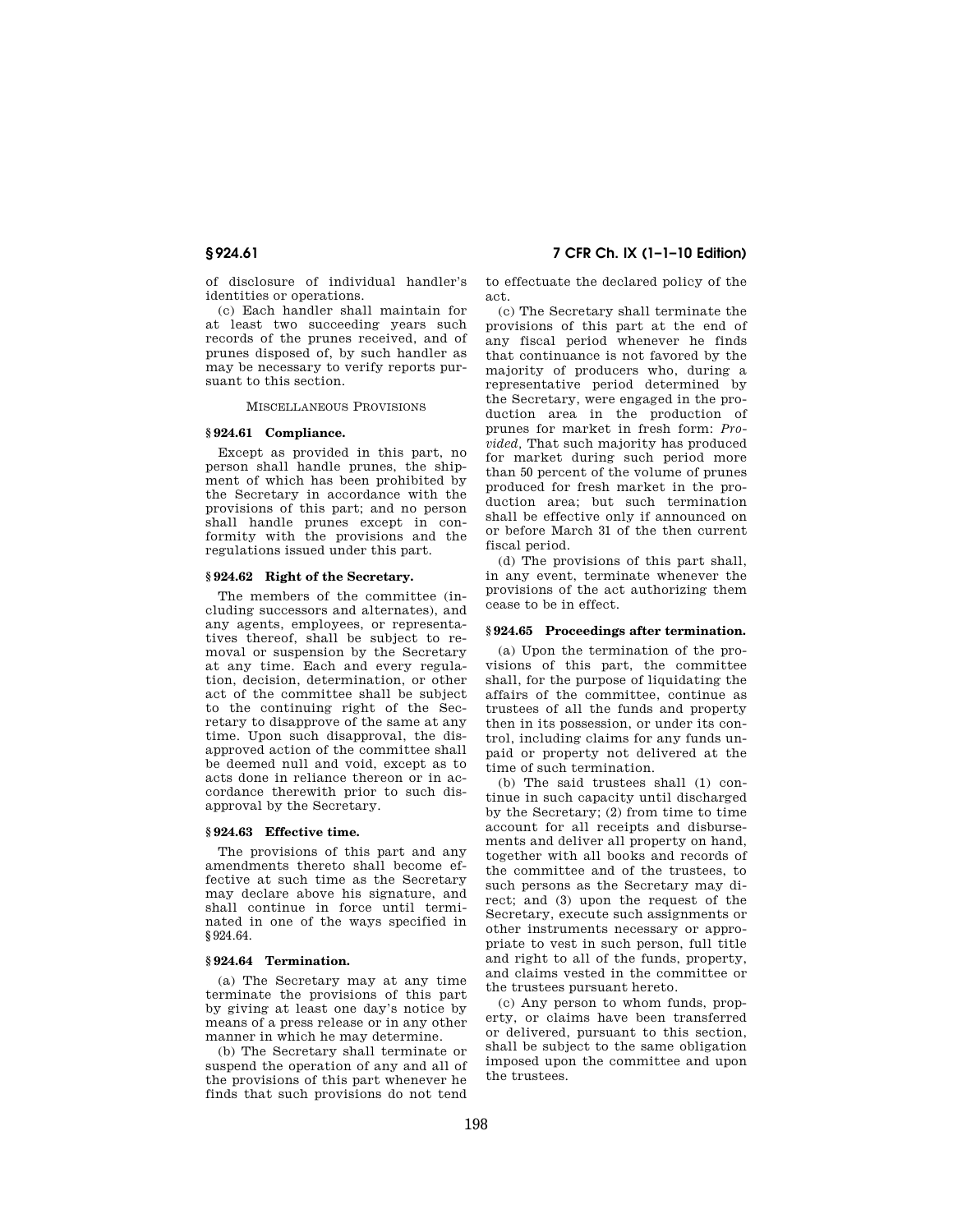of disclosure of individual handler's identities or operations.

(c) Each handler shall maintain for at least two succeeding years such records of the prunes received, and of prunes disposed of, by such handler as may be necessary to verify reports pursuant to this section.

MISCELLANEOUS PROVISIONS

### § 924.61 Compliance.

Except as provided in this part, no person shall handle prunes, the shipment of which has been prohibited by the Secretary in accordance with the provisions of this part; and no person shall handle prunes except in conformity with the provisions and the regulations issued under this part.

### § 924.62 Right of the Secretary.

The members of the committee (including successors and alternates), and any agents, employees, or representatives thereof, shall be subject to removal or suspension by the Secretary at any time. Each and every regulation, decision, determination, or other act of the committee shall be subject to the continuing right of the Secretary to disapprove of the same at any time. Upon such disapproval, the disapproved action of the committee shall be deemed null and void, except as to acts done in reliance thereon or in accordance therewith prior to such disapproval by the Secretary.

### § 924.63 Effective time.

The provisions of this part and any amendments thereto shall become effective at such time as the Secretary may declare above his signature, and shall continue in force until terminated in one of the ways specified in § 924.64.

### § 924.64 Termination.

(a) The Secretary may at any time terminate the provisions of this part by giving at least one day's notice by means of a press release or in any other manner in which he may determine.

(b) The Secretary shall terminate or suspend the operation of any and all of the provisions of this part whenever he finds that such provisions do not tend to effectuate the declared policy of the act.

(c) The Secretary shall terminate the provisions of this part at the end of any fiscal period whenever he finds that continuance is not favored by the majority of producers who, during a representative period determined by the Secretary, were engaged in the production area in the production of prunes for market in fresh form: *Provided*, That such majority has produced for market during such period more than 50 percent of the volume of prunes produced for fresh market in the production area; but such termination shall be effective only if announced on or before March 31 of the then current fiscal period.

(d) The provisions of this part shall, in any event, terminate whenever the provisions of the act authorizing them cease to be in effect.

### § 924.65 Proceedings after termination.

(a) Upon the termination of the provisions of this part, the committee shall, for the purpose of liquidating the affairs of the committee, continue as trustees of all the funds and property then in its possession, or under its control, including claims for any funds unpaid or property not delivered at the time of such termination.

(b) The said trustees shall (1) continue in such capacity until discharged by the Secretary; (2) from time to time account for all receipts and disbursements and deliver all property on hand, together with all books and records of the committee and of the trustees, to such persons as the Secretary may direct; and (3) upon the request of the Secretary, execute such assignments or other instruments necessary or appropriate to vest in such person, full title and right to all of the funds, property, and claims vested in the committee or the trustees pursuant hereto.

(c) Any person to whom funds, property, or claims have been transferred or delivered, pursuant to this section, shall be subject to the same obligation imposed upon the committee and upon the trustees.